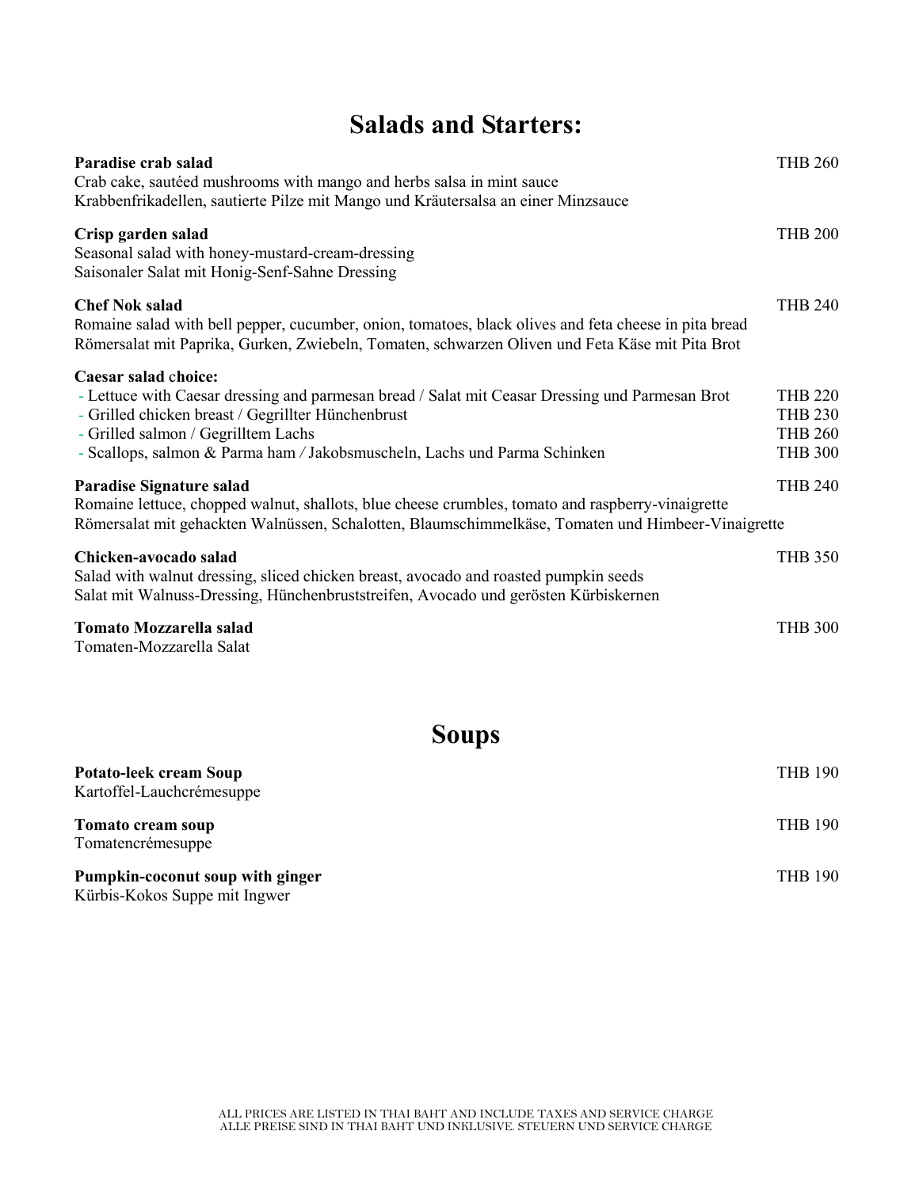# Salads and Starters:

**Paradise crab salad** THB 260
Crab cake, sautéed mushrooms with mango and herbs salsa in mint sauce
Krabbenfrikadellen, sautierte Pilze mit Mango und Kräutersalsa an einer Minzsauce

**Crisp garden salad** THB 200
Seasonal salad with honey-mustard-cream-dressing
Saisonaler Salat mit Honig-Senf-Sahne Dressing

**Chef Nok salad** THB 240
Romaine salad with bell pepper, cucumber, onion, tomatoes, black olives and feta cheese in pita bread
Römersalat mit Paprika, Gurken, Zwiebeln, Tomaten, schwarzen Oliven und Feta Käse mit Pita Brot

**Caesar salad choice:**
- Lettuce with Caesar dressing and parmesan bread / Salat mit Ceasar Dressing und Parmesan Brot THB 220
- Grilled chicken breast / Gegrillter Hünchenbrust THB 230
- Grilled salmon / Gegrilltem Lachs THB 260
- Scallops, salmon & Parma ham / Jakobsmuscheln, Lachs und Parma Schinken THB 300

**Paradise Signature salad** THB 240
Romaine lettuce, chopped walnut, shallots, blue cheese crumbles, tomato and raspberry-vinaigrette
Römersalat mit gehackten Walnüssen, Schalotten, Blaumschimmelkäse, Tomaten und Himbeer-Vinaigrette

**Chicken-avocado salad** THB 350
Salad with walnut dressing, sliced chicken breast, avocado and roasted pumpkin seeds
Salat mit Walnuss-Dressing, Hünchenbruststreifen, Avocado und gerösten Kürbiskernen

**Tomato Mozzarella salad** THB 300
Tomaten-Mozzarella Salat

# Soups

**Potato-leek cream Soup** THB 190
Kartoffel-Lauchcrémesuppe

**Tomato cream soup** THB 190
Tomatencrémesuppe

**Pumpkin-coconut soup with ginger** THB 190
Kürbis-Kokos Suppe mit Ingwer

ALL PRICES ARE LISTED IN THAI BAHT AND INCLUDE TAXES AND SERVICE CHARGE
ALLE PREISE SIND IN THAI BAHT UND INKLUSIVE. STEUERN UND SERVICE CHARGE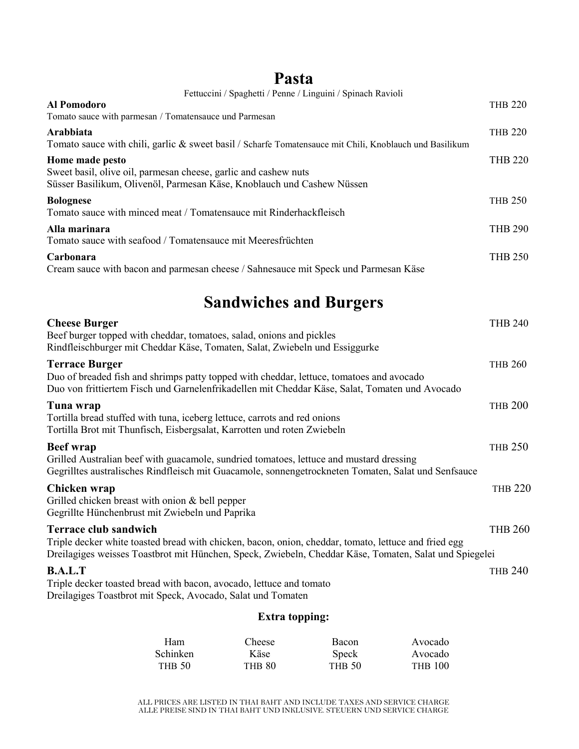## Pasta

Fettuccini / Spaghetti / Penne / Linguini / Spinach Ravioli

**Al Pomodoro** THB 220
Tomato sauce with parmesan / Tomatensauce und Parmesan

**Arabbiata** THB 220
Tomato sauce with chili, garlic & sweet basil / Scharfe Tomatensauce mit Chili, Knoblauch und Basilikum

**Home made pesto** THB 220
Sweet basil, olive oil, parmesan cheese, garlic and cashew nuts
Süsser Basilikum, Olivenöl, Parmesan Käse, Knoblauch und Cashew Nüssen

**Bolognese** THB 250
Tomato sauce with minced meat / Tomatensauce mit Rinderhackfleisch

**Alla marinara** THB 290
Tomato sauce with seafood / Tomatensauce mit Meeresfrüchten

**Carbonara** THB 250
Cream sauce with bacon and parmesan cheese / Sahnesauce mit Speck und Parmesan Käse

## Sandwiches and Burgers

**Cheese Burger** THB 240
Beef burger topped with cheddar, tomatoes, salad, onions and pickles
Rindfleischburger mit Cheddar Käse, Tomaten, Salat, Zwiebeln und Essiggurke

**Terrace Burger** THB 260
Duo of breaded fish and shrimps patty topped with cheddar, lettuce, tomatoes and avocado
Duo von frittiertem Fisch und Garnelenfrikadellen mit Cheddar Käse, Salat, Tomaten und Avocado

**Tuna wrap** THB 200
Tortilla bread stuffed with tuna, iceberg lettuce, carrots and red onions
Tortilla Brot mit Thunfisch, Eisbergsalat, Karrotten und roten Zwiebeln

**Beef wrap** THB 250
Grilled Australian beef with guacamole, sundried tomatoes, lettuce and mustard dressing
Gegrilltes australisches Rindfleisch mit Guacamole, sonnengetrockneten Tomaten, Salat und Senfsauce

**Chicken wrap** THB 220
Grilled chicken breast with onion & bell pepper
Gegrillte Hünchenbrust mit Zwiebeln und Paprika

**Terrace club sandwich** THB 260
Triple decker white toasted bread with chicken, bacon, onion, cheddar, tomato, lettuce and fried egg
Dreilagiges weisses Toastbrot mit Hünchen, Speck, Zwiebeln, Cheddar Käse, Tomaten, Salat und Spiegelei

**B.A.L.T** THB 240
Triple decker toasted bread with bacon, avocado, lettuce and tomato
Dreilagiges Toastbrot mit Speck, Avocado, Salat und Tomaten

### Extra topping:

| Ham | Cheese | Bacon | Avocado |
|---|---|---|---|
| Schinken | Käse | Speck | Avocado |
| THB 50 | THB 80 | THB 50 | THB 100 |

ALL PRICES ARE LISTED IN THAI BAHT AND INCLUDE TAXES AND SERVICE CHARGE
ALLE PREISE SIND IN THAI BAHT UND INKLUSIVE. STEUERN UND SERVICE CHARGE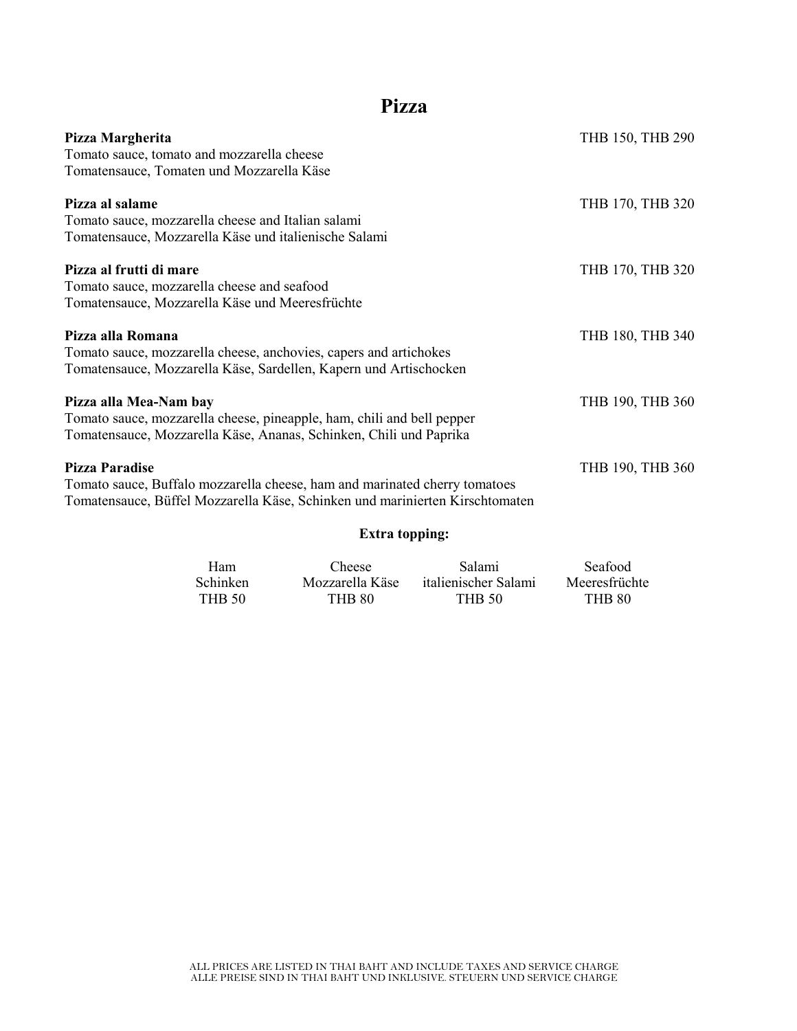# Pizza

**Pizza Margherita** THB 150, THB 290
Tomato sauce, tomato and mozzarella cheese
Tomatensauce, Tomaten und Mozzarella Käse

**Pizza al salame** THB 170, THB 320
Tomato sauce, mozzarella cheese and Italian salami
Tomatensauce, Mozzarella Käse und italienische Salami

**Pizza al frutti di mare** THB 170, THB 320
Tomato sauce, mozzarella cheese and seafood
Tomatensauce, Mozzarella Käse und Meeresfrüchte

**Pizza alla Romana** THB 180, THB 340
Tomato sauce, mozzarella cheese, anchovies, capers and artichokes
Tomatensauce, Mozzarella Käse, Sardellen, Kapern und Artischocken

**Pizza alla Mea-Nam bay** THB 190, THB 360
Tomato sauce, mozzarella cheese, pineapple, ham, chili and bell pepper
Tomatensauce, Mozzarella Käse, Ananas, Schinken, Chili und Paprika

**Pizza Paradise** THB 190, THB 360
Tomato sauce, Buffalo mozzarella cheese, ham and marinated cherry tomatoes
Tomatensauce, Büffel Mozzarella Käse, Schinken und marinierten Kirschtomaten

**Extra topping:**

| Ham | Cheese | Salami | Seafood |
|---|---|---|---|
| Schinken | Mozzarella Käse | italienischer Salami | Meeresfrüchte |
| THB 50 | THB 80 | THB 50 | THB 80 |

ALL PRICES ARE LISTED IN THAI BAHT AND INCLUDE TAXES AND SERVICE CHARGE
ALLE PREISE SIND IN THAI BAHT UND INKLUSIVE. STEUERN UND SERVICE CHARGE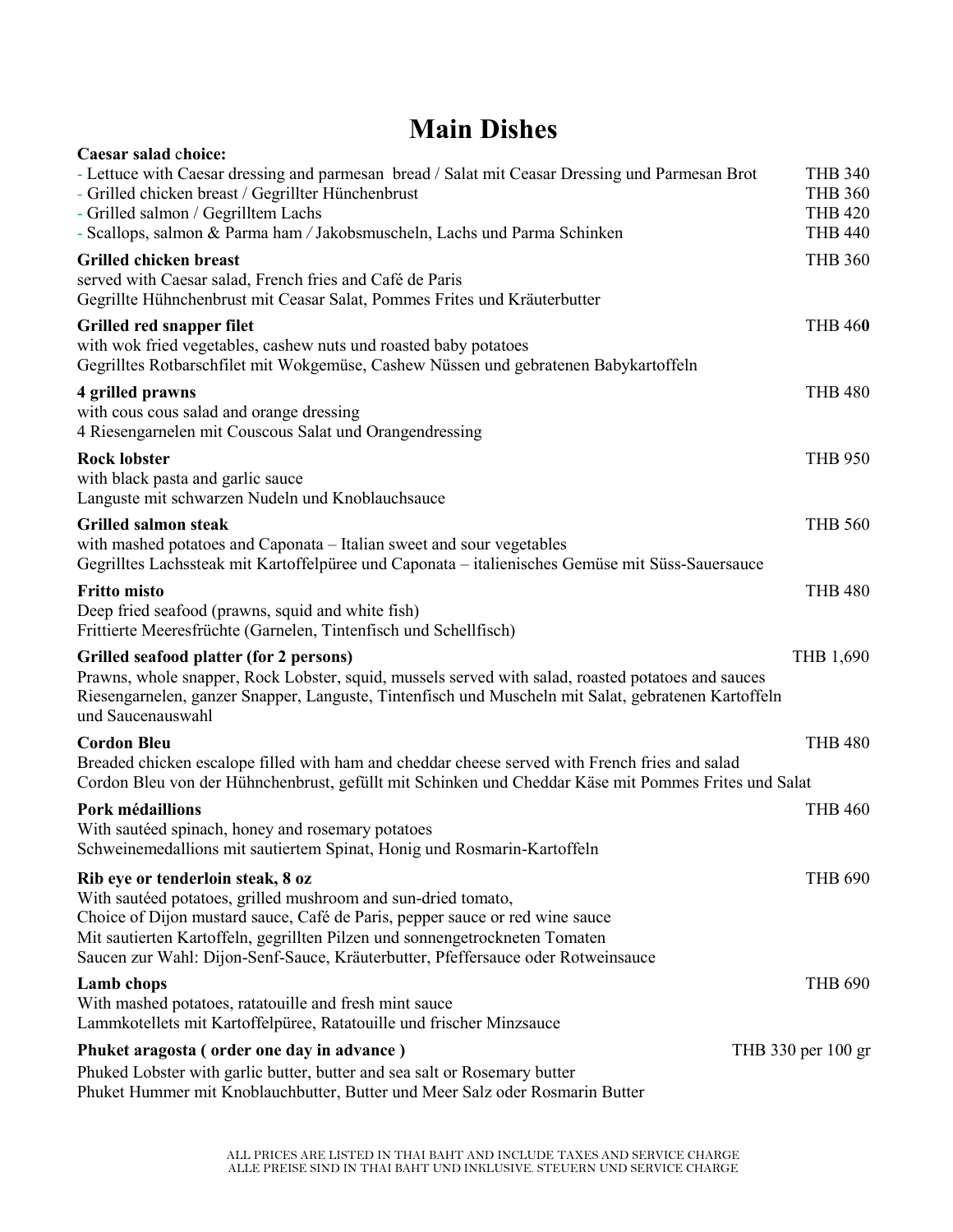# Main Dishes

**Caesar salad choice:**

- Lettuce with Caesar dressing and parmesan bread / Salat mit Ceasar Dressing und Parmesan Brot — THB 340
- Grilled chicken breast / Gegrillter Hünchenbrust — THB 360
- Grilled salmon / Gegrilltem Lachs — THB 420
- Scallops, salmon & Parma ham / Jakobsmuscheln, Lachs und Parma Schinken — THB 440

**Grilled chicken breast** — THB 360
served with Caesar salad, French fries and Café de Paris
Gegrillte Hühnchenbrust mit Ceasar Salat, Pommes Frites und Kräuterbutter

**Grilled red snapper filet** — THB 460
with wok fried vegetables, cashew nuts und roasted baby potatoes
Gegrilltes Rotbarschfilet mit Wokgemüse, Cashew Nüssen und gebratenen Babykartoffeln

**4 grilled prawns** — THB 480
with cous cous salad and orange dressing
4 Riesengarnelen mit Couscous Salat und Orangendressing

**Rock lobster** — THB 950
with black pasta and garlic sauce
Languste mit schwarzen Nudeln und Knoblauchsauce

**Grilled salmon steak** — THB 560
with mashed potatoes and Caponata – Italian sweet and sour vegetables
Gegrilltes Lachssteak mit Kartoffelpüree und Caponata – italienisches Gemüse mit Süss-Sauersauce

**Fritto misto** — THB 480
Deep fried seafood (prawns, squid and white fish)
Frittierte Meeresfrüchte (Garnelen, Tintenfisch und Schellfisch)

**Grilled seafood platter (for 2 persons)** — THB 1,690
Prawns, whole snapper, Rock Lobster, squid, mussels served with salad, roasted potatoes and sauces
Riesengarnelen, ganzer Snapper, Languste, Tintenfisch und Muscheln mit Salat, gebratenen Kartoffeln und Saucenauswahl

**Cordon Bleu** — THB 480
Breaded chicken escalope filled with ham and cheddar cheese served with French fries and salad
Cordon Bleu von der Hühnchenbrust, gefüllt mit Schinken und Cheddar Käse mit Pommes Frites und Salat

**Pork médaillions** — THB 460
With sautéed spinach, honey and rosemary potatoes
Schweinemedallions mit sautiertem Spinat, Honig und Rosmarin-Kartoffeln

**Rib eye or tenderloin steak, 8 oz** — THB 690
With sautéed potatoes, grilled mushroom and sun-dried tomato,
Choice of Dijon mustard sauce, Café de Paris, pepper sauce or red wine sauce
Mit sautierten Kartoffeln, gegrillten Pilzen und sonnengetrockneten Tomaten
Saucen zur Wahl: Dijon-Senf-Sauce, Kräuterbutter, Pfeffersauce oder Rotweinsauce

**Lamb chops** — THB 690
With mashed potatoes, ratatouille and fresh mint sauce
Lammkotellets mit Kartoffelpüree, Ratatouille und frischer Minzsauce

**Phuket aragosta ( order one day in advance )** — THB 330 per 100 gr
Phuked Lobster with garlic butter, butter and sea salt or Rosemary butter
Phuket Hummer mit Knoblauchbutter, Butter und Meer Salz oder Rosmarin Butter

ALL PRICES ARE LISTED IN THAI BAHT AND INCLUDE TAXES AND SERVICE CHARGE
ALLE PREISE SIND IN THAI BAHT UND INKLUSIVE. STEUERN UND SERVICE CHARGE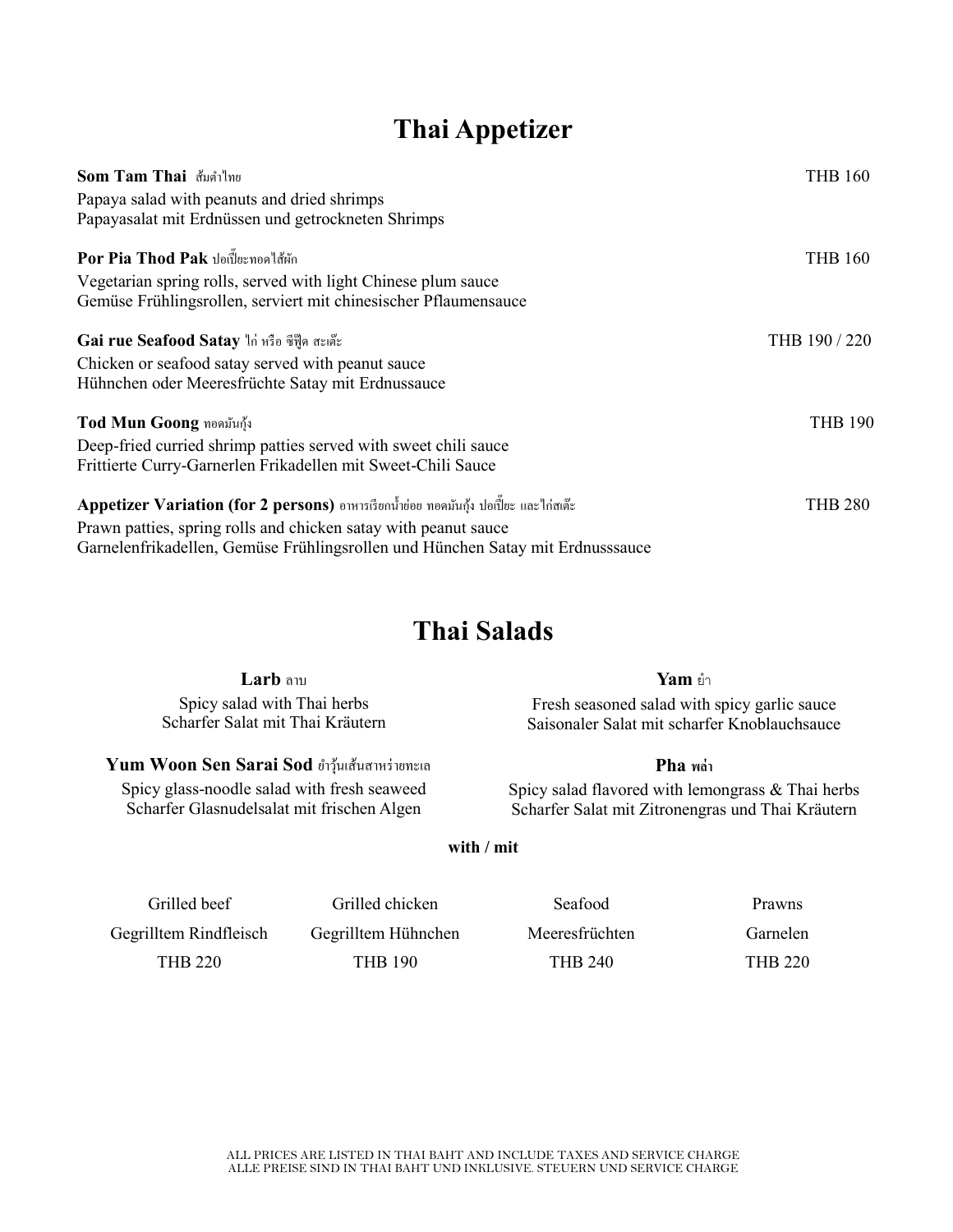# Thai Appetizer

**Som Tam Thai** ส้มตำไทย — THB 160
Papaya salad with peanuts and dried shrimps
Papayasalat mit Erdnüssen und getrockneten Shrimps

**Por Pia Thod Pak** ปอเปี๊ยะทอดไส้ผัก — THB 160
Vegetarian spring rolls, served with light Chinese plum sauce
Gemüse Frühlingsrollen, serviert mit chinesischer Pflaumensauce

**Gai rue Seafood Satay** ไก่ หรือ ซีฟู้ด สะเต๊ะ — THB 190 / 220
Chicken or seafood satay served with peanut sauce
Hühnchen oder Meeresfrüchte Satay mit Erdnussauce

**Tod Mun Goong** ทอดมันกุ้ง — THB 190
Deep-fried curried shrimp patties served with sweet chili sauce
Frittierte Curry-Garnerlen Frikadellen mit Sweet-Chili Sauce

**Appetizer Variation (for 2 persons)** อาหารเรียกน้ำย่อย ทอดมันกุ้ง ปอเปี๊ยะ และไก่สเต๊ะ — THB 280
Prawn patties, spring rolls and chicken satay with peanut sauce
Garnelenfrikadellen, Gemüse Frühlingsrollen und Hünchen Satay mit Erdnusssauce

# Thai Salads

**Larb** ลาบ
Spicy salad with Thai herbs
Scharfer Salat mit Thai Kräutern

**Yam** ยำ
Fresh seasoned salad with spicy garlic sauce
Saisonaler Salat mit scharfer Knoblauchsauce

**Yum Woon Sen Sarai Sod** ยำวุ้นเส้นสาหร่ายทะเล
Spicy glass-noodle salad with fresh seaweed
Scharfer Glasnudelsalat mit frischen Algen

**Pha** พล่า
Spicy salad flavored with lemongrass & Thai herbs
Scharfer Salat mit Zitronengras und Thai Kräutern

**with / mit**

| Grilled beef | Grilled chicken | Seafood | Prawns |
|---|---|---|---|
| Gegrilltem Rindfleisch | Gegrilltem Hühnchen | Meeresfrüchten | Garnelen |
| THB 220 | THB 190 | THB 240 | THB 220 |

ALL PRICES ARE LISTED IN THAI BAHT AND INCLUDE TAXES AND SERVICE CHARGE
ALLE PREISE SIND IN THAI BAHT UND INKLUSIVE. STEUERN UND SERVICE CHARGE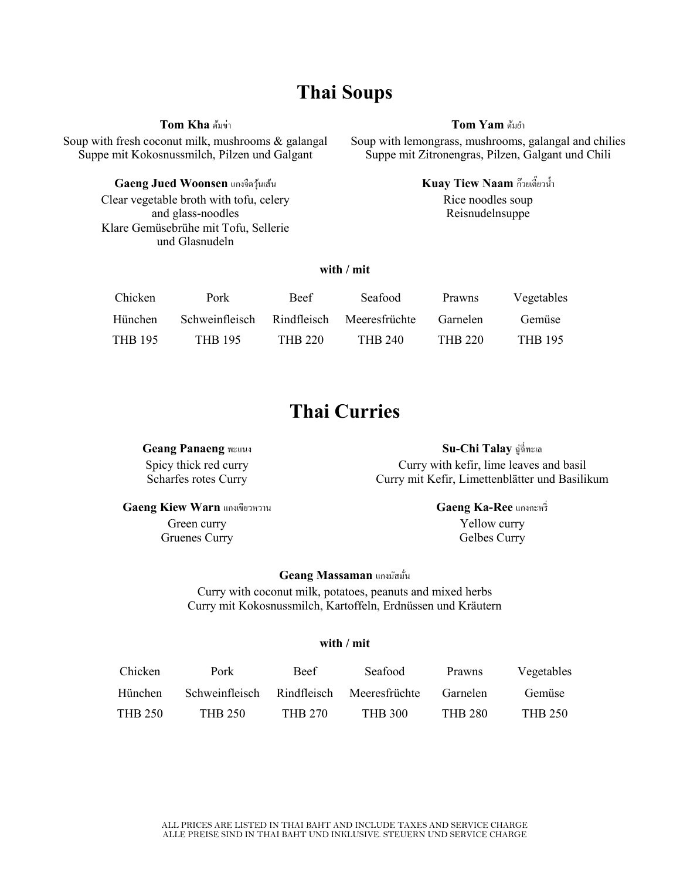# Thai Soups

**Tom Kha** ต้มข่า
Soup with fresh coconut milk, mushrooms & galangal
Suppe mit Kokosnussmilch, Pilzen und Galgant

**Tom Yam** ต้มยำ
Soup with lemongrass, mushrooms, galangal and chilies
Suppe mit Zitronengras, Pilzen, Galgant und Chili

**Gaeng Jued Woonsen** แกงจืดวุ้นเส้น
Clear vegetable broth with tofu, celery and glass-noodles
Klare Gemüsebrühe mit Tofu, Sellerie und Glasnudeln

**Kuay Tiew Naam** ก๊วยเตี๋ยวน้ำ
Rice noodles soup
Reisnudelnsuppe

**with / mit**

| Chicken | Pork | Beef | Seafood | Prawns | Vegetables |
|---|---|---|---|---|---|
| Hünchen | Schweinfleisch | Rindfleisch | Meeresfrüchte | Garnelen | Gemüse |
| THB 195 | THB 195 | THB 220 | THB 240 | THB 220 | THB 195 |

# Thai Curries

**Geang Panaeng** พะแนง
Spicy thick red curry
Scharfes rotes Curry

**Su-Chi Talay** ฉู่ฉี่ทะเล
Curry with kefir, lime leaves and basil
Curry mit Kefir, Limettenblätter und Basilikum

**Gaeng Kiew Warn** แกงเขียวหวาน
Green curry
Gruenes Curry

**Gaeng Ka-Ree** แกงกะหรี่
Yellow curry
Gelbes Curry

**Geang Massaman** แกงมัสมั่น
Curry with coconut milk, potatoes, peanuts and mixed herbs
Curry mit Kokosnussmilch, Kartoffeln, Erdnüssen und Kräutern

**with / mit**

| Chicken | Pork | Beef | Seafood | Prawns | Vegetables |
|---|---|---|---|---|---|
| Hünchen | Schweinfleisch | Rindfleisch | Meeresfrüchte | Garnelen | Gemüse |
| THB 250 | THB 250 | THB 270 | THB 300 | THB 280 | THB 250 |

ALL PRICES ARE LISTED IN THAI BAHT AND INCLUDE TAXES AND SERVICE CHARGE
ALLE PREISE SIND IN THAI BAHT UND INKLUSIVE. STEUERN UND SERVICE CHARGE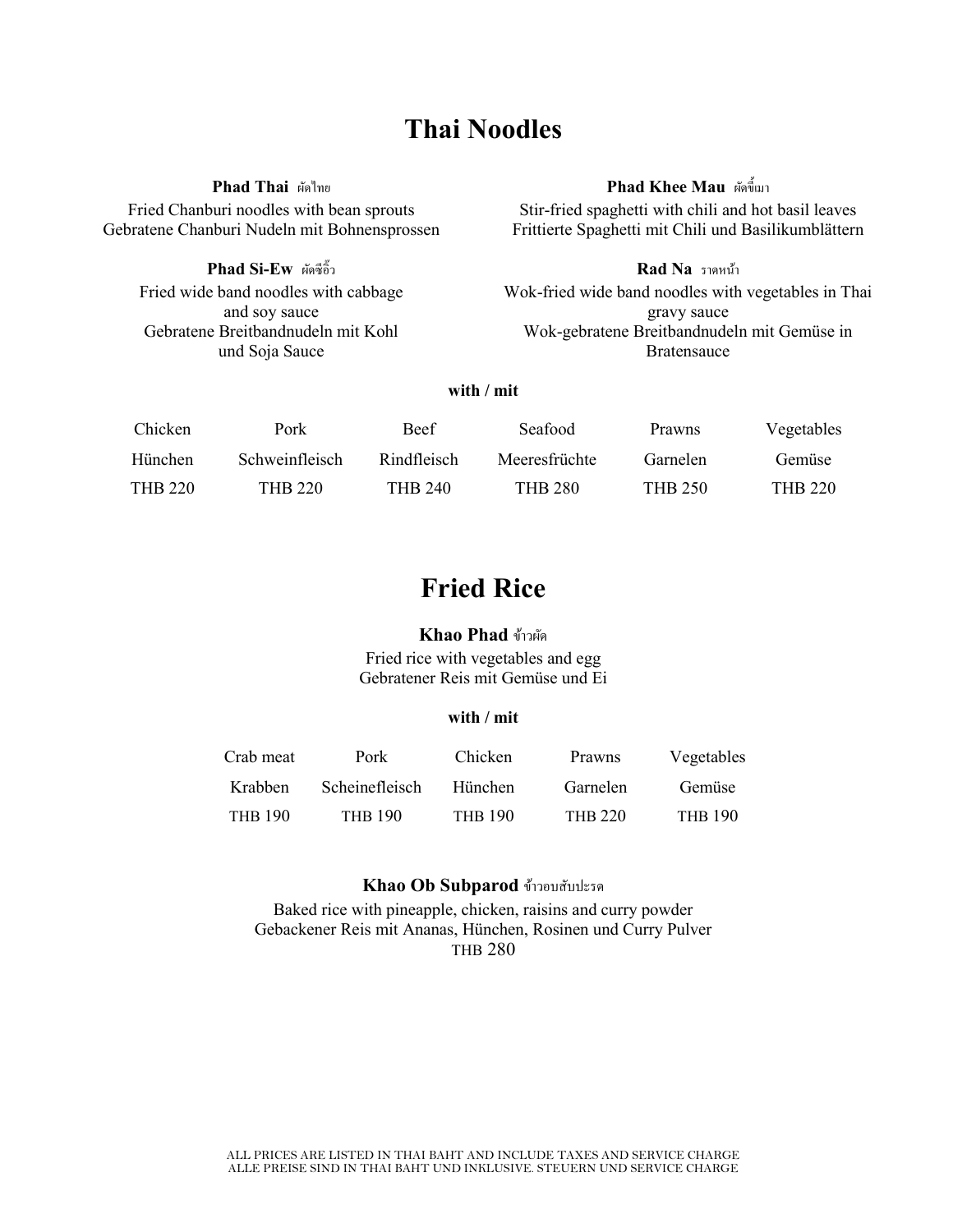# Thai Noodles

**Phad Thai** ผัดไทย

Fried Chanburi noodles with bean sprouts
Gebratene Chanburi Nudeln mit Bohnensprossen

**Phad Khee Mau** ผัดขี้เมา

Stir-fried spaghetti with chili and hot basil leaves
Frittierte Spaghetti mit Chili und Basilikumblättern

**Phad Si-Ew** ผัดซีอิ๊ว

Fried wide band noodles with cabbage and soy sauce
Gebratene Breitbandnudeln mit Kohl und Soja Sauce

**Rad Na** ราดหน้า

Wok-fried wide band noodles with vegetables in Thai gravy sauce
Wok-gebratene Breitbandnudeln mit Gemüse in Bratensauce

**with / mit**

| Chicken | Pork | Beef | Seafood | Prawns | Vegetables |
|---|---|---|---|---|---|
| Hünchen | Schweinfleisch | Rindfleisch | Meeresfrüchte | Garnelen | Gemüse |
| THB 220 | THB 220 | THB 240 | THB 280 | THB 250 | THB 220 |

# Fried Rice

**Khao Phad** ข้าวผัด

Fried rice with vegetables and egg
Gebratener Reis mit Gemüse und Ei

**with / mit**

| Crab meat | Pork | Chicken | Prawns | Vegetables |
|---|---|---|---|---|
| Krabben | Scheinefleisch | Hünchen | Garnelen | Gemüse |
| THB 190 | THB 190 | THB 190 | THB 220 | THB 190 |

**Khao Ob Subparod** ข้าวอบสับปะรด

Baked rice with pineapple, chicken, raisins and curry powder
Gebackener Reis mit Ananas, Hünchen, Rosinen und Curry Pulver
THB 280

ALL PRICES ARE LISTED IN THAI BAHT AND INCLUDE TAXES AND SERVICE CHARGE
ALLE PREISE SIND IN THAI BAHT UND INKLUSIVE. STEUERN UND SERVICE CHARGE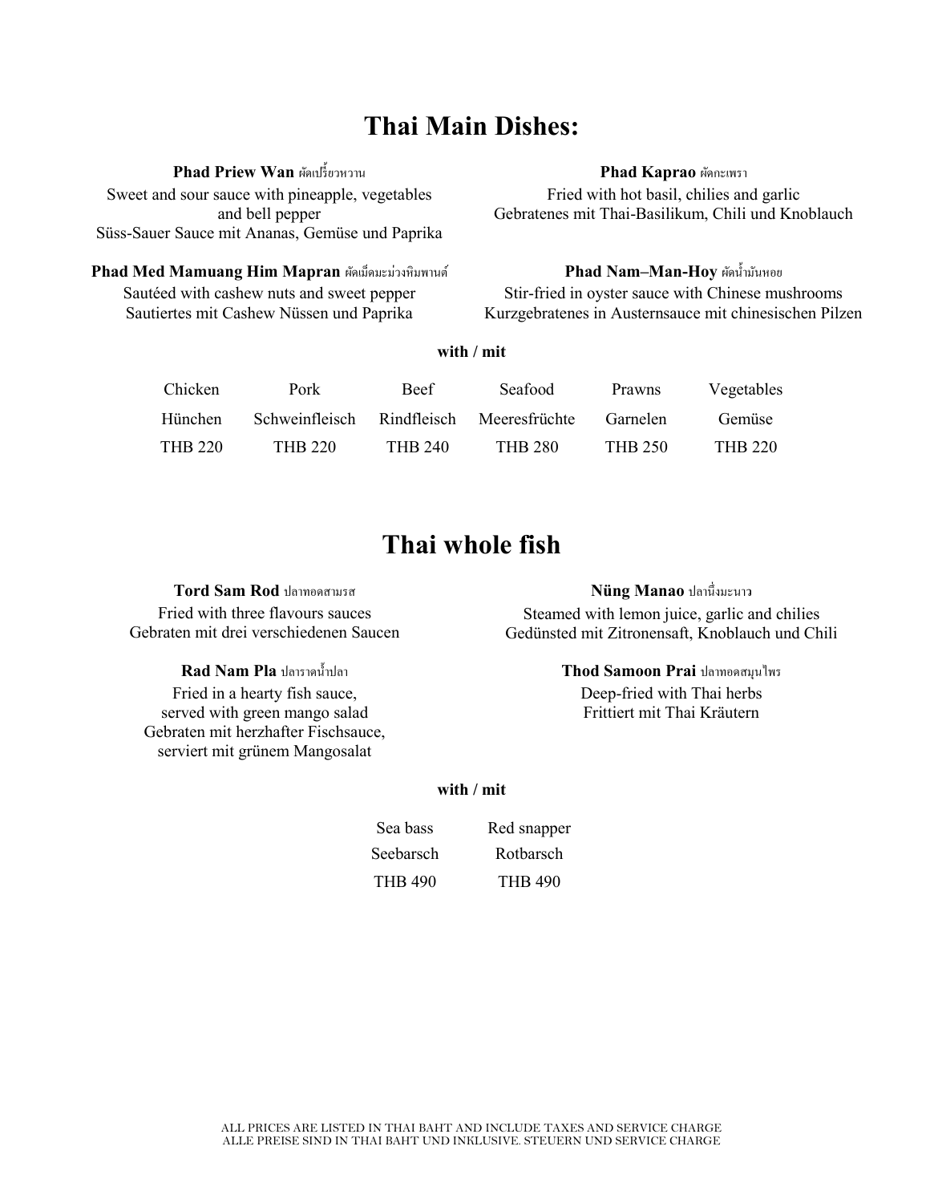## Thai Main Dishes:

**Phad Priew Wan** ผัดเปรี้ยวหวาน
Sweet and sour sauce with pineapple, vegetables and bell pepper
Süss-Sauer Sauce mit Ananas, Gemüse und Paprika

**Phad Kaprao** ผัดกะเพรา
Fried with hot basil, chilies and garlic
Gebratenes mit Thai-Basilikum, Chili und Knoblauch

**Phad Med Mamuang Him Mapran** ผัดเม็ดมะม่วงหิมพานต์
Sautéed with cashew nuts and sweet pepper
Sautiertes mit Cashew Nüssen und Paprika

**Phad Nam–Man-Hoy** ผัดน้ำมันหอย
Stir-fried in oyster sauce with Chinese mushrooms
Kurzgebratenes in Austernsauce mit chinesischen Pilzen

**with / mit**

| | | | | | |
|---|---|---|---|---|---|
| Chicken | Pork | Beef | Seafood | Prawns | Vegetables |
| Hünchen | Schweinfleisch | Rindfleisch | Meeresfrüchte | Garnelen | Gemüse |
| THB 220 | THB 220 | THB 240 | THB 280 | THB 250 | THB 220 |

## Thai whole fish

**Tord Sam Rod** ปลาทอดสามรส
Fried with three flavours sauces
Gebraten mit drei verschiedenen Saucen

**Nüng Manao** ปลานึ่งมะนาว
Steamed with lemon juice, garlic and chilies
Gedünsted mit Zitronensaft, Knoblauch und Chili

**Rad Nam Pla** ปลาราดน้ำปลา
Fried in a hearty fish sauce, served with green mango salad
Gebraten mit herzhafter Fischsauce, serviert mit grünem Mangosalat

**Thod Samoon Prai** ปลาทอดสมุนไพร
Deep-fried with Thai herbs
Frittiert mit Thai Kräutern

**with / mit**

| | |
|---|---|
| Sea bass | Red snapper |
| Seebarsch | Rotbarsch |
| THB 490 | THB 490 |

ALL PRICES ARE LISTED IN THAI BAHT AND INCLUDE TAXES AND SERVICE CHARGE
ALLE PREISE SIND IN THAI BAHT UND INKLUSIVE. STEUERN UND SERVICE CHARGE